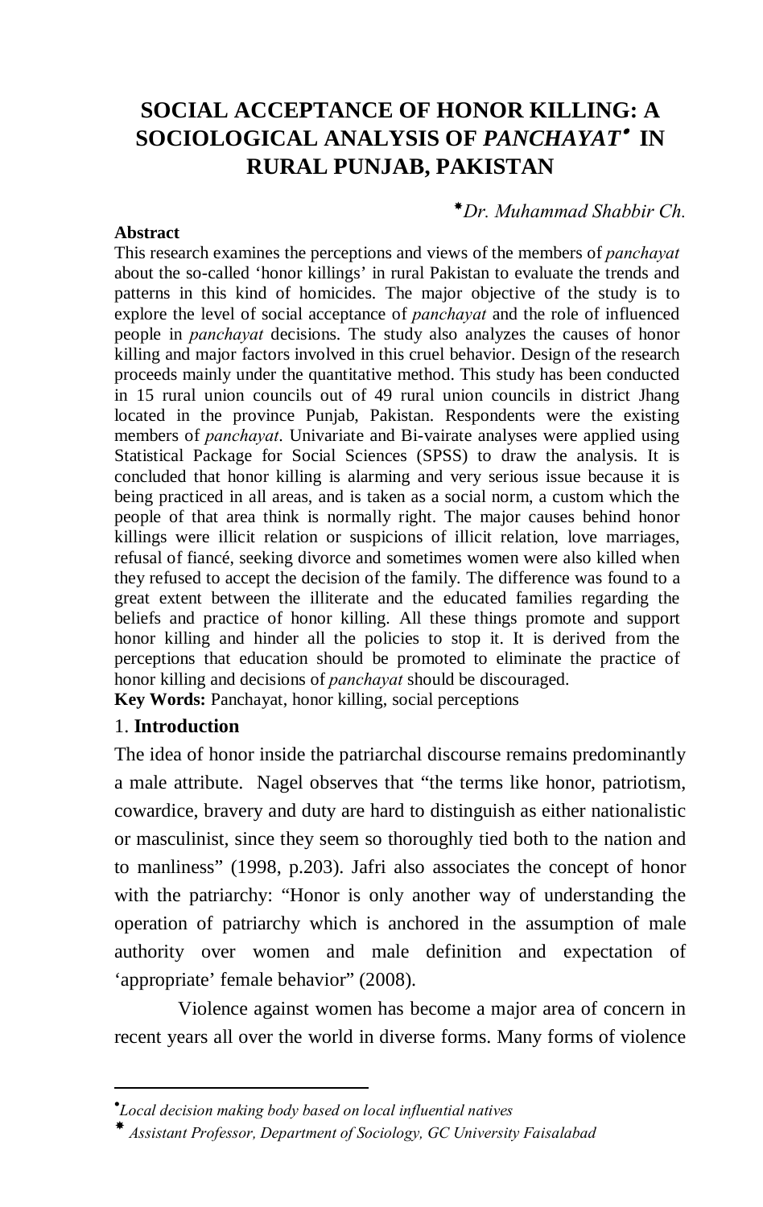# SOCIAL ACCEPTANCE OF HONOR KILLING: A SOCIOLOGICAL ANALYSIS OF *PANCHAYAT*[•] IN RURAL PUNJAB, PAKISTAN

[*] *Dr. Muhammad Shabbir Ch.*

**Abstract**

This research examines the perceptions and views of the members of *panchayat* about the so-called 'honor killings' in rural Pakistan to evaluate the trends and patterns in this kind of homicides. The major objective of the study is to explore the level of social acceptance of *panchayat* and the role of influenced people in *panchayat* decisions. The study also analyzes the causes of honor killing and major factors involved in this cruel behavior. Design of the research proceeds mainly under the quantitative method. This study has been conducted in 15 rural union councils out of 49 rural union councils in district Jhang located in the province Punjab, Pakistan. Respondents were the existing members of *panchayat*. Univariate and Bi-vairate analyses were applied using Statistical Package for Social Sciences (SPSS) to draw the analysis. It is concluded that honor killing is alarming and very serious issue because it is being practiced in all areas, and is taken as a social norm, a custom which the people of that area think is normally right. The major causes behind honor killings were illicit relation or suspicions of illicit relation, love marriages, refusal of fiancé, seeking divorce and sometimes women were also killed when they refused to accept the decision of the family. The difference was found to a great extent between the illiterate and the educated families regarding the beliefs and practice of honor killing. All these things promote and support honor killing and hinder all the policies to stop it. It is derived from the perceptions that education should be promoted to eliminate the practice of honor killing and decisions of *panchayat* should be discouraged.

**Key Words:** Panchayat, honor killing, social perceptions

## 1. Introduction

The idea of honor inside the patriarchal discourse remains predominantly a male attribute. Nagel observes that "the terms like honor, patriotism, cowardice, bravery and duty are hard to distinguish as either nationalistic or masculinist, since they seem so thoroughly tied both to the nation and to manliness" (1998, p.203). Jafri also associates the concept of honor with the patriarchy: "Honor is only another way of understanding the operation of patriarchy which is anchored in the assumption of male authority over women and male definition and expectation of 'appropriate' female behavior" (2008).

Violence against women has become a major area of concern in recent years all over the world in diverse forms. Many forms of violence

---

[•] *Local decision making body based on local influential natives*

[*] *Assistant Professor, Department of Sociology, GC University Faisalabad*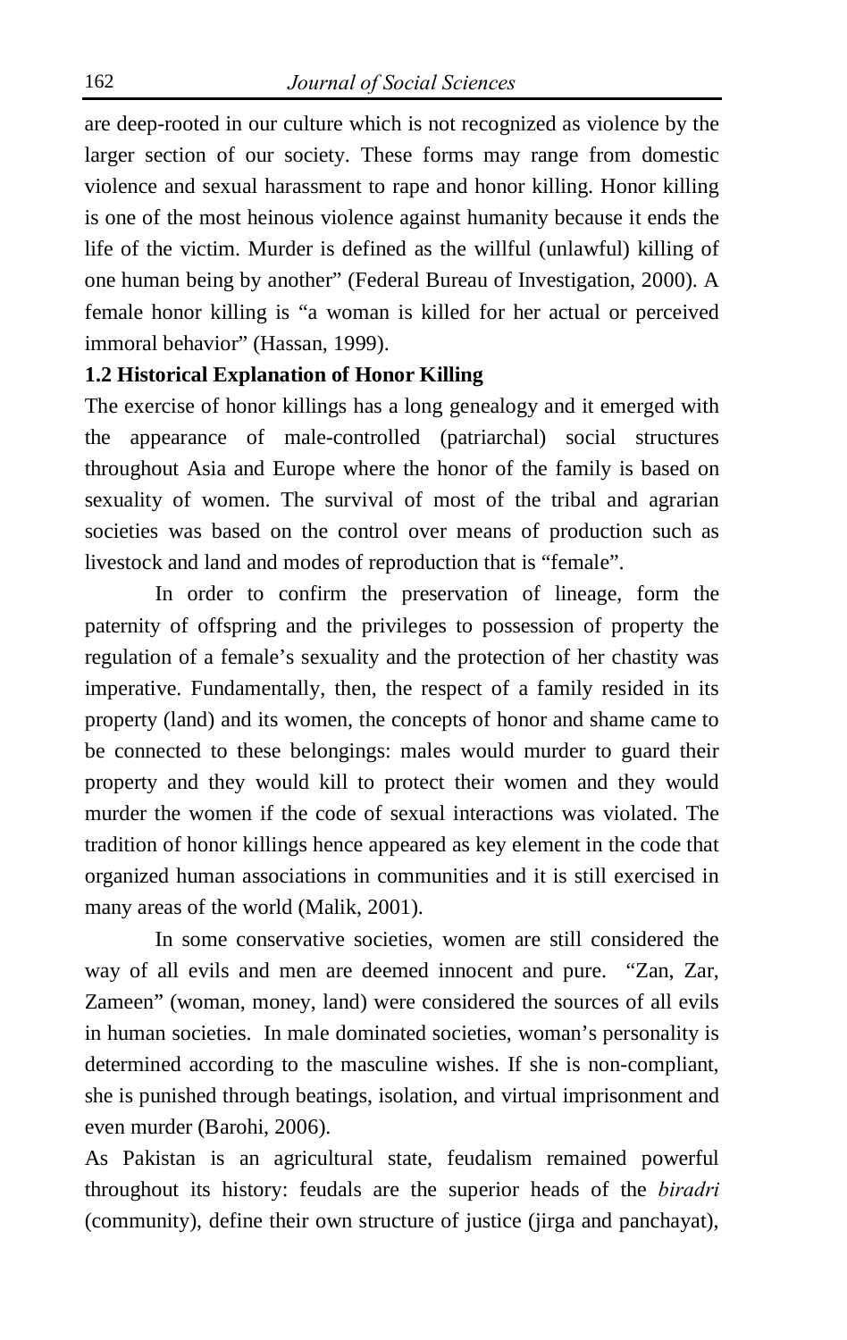are deep-rooted in our culture which is not recognized as violence by the larger section of our society. These forms may range from domestic violence and sexual harassment to rape and honor killing. Honor killing is one of the most heinous violence against humanity because it ends the life of the victim. Murder is defined as the willful (unlawful) killing of one human being by another" (Federal Bureau of Investigation, 2000). A female honor killing is "a woman is killed for her actual or perceived immoral behavior" (Hassan, 1999).

### 1.2 Historical Explanation of Honor Killing

The exercise of honor killings has a long genealogy and it emerged with the appearance of male-controlled (patriarchal) social structures throughout Asia and Europe where the honor of the family is based on sexuality of women. The survival of most of the tribal and agrarian societies was based on the control over means of production such as livestock and land and modes of reproduction that is "female".

In order to confirm the preservation of lineage, form the paternity of offspring and the privileges to possession of property the regulation of a female's sexuality and the protection of her chastity was imperative. Fundamentally, then, the respect of a family resided in its property (land) and its women, the concepts of honor and shame came to be connected to these belongings: males would murder to guard their property and they would kill to protect their women and they would murder the women if the code of sexual interactions was violated. The tradition of honor killings hence appeared as key element in the code that organized human associations in communities and it is still exercised in many areas of the world (Malik, 2001).

In some conservative societies, women are still considered the way of all evils and men are deemed innocent and pure. "Zan, Zar, Zameen" (woman, money, land) were considered the sources of all evils in human societies. In male dominated societies, woman's personality is determined according to the masculine wishes. If she is non-compliant, she is punished through beatings, isolation, and virtual imprisonment and even murder (Barohi, 2006).

As Pakistan is an agricultural state, feudalism remained powerful throughout its history: feudals are the superior heads of the *biradri* (community), define their own structure of justice (jirga and panchayat),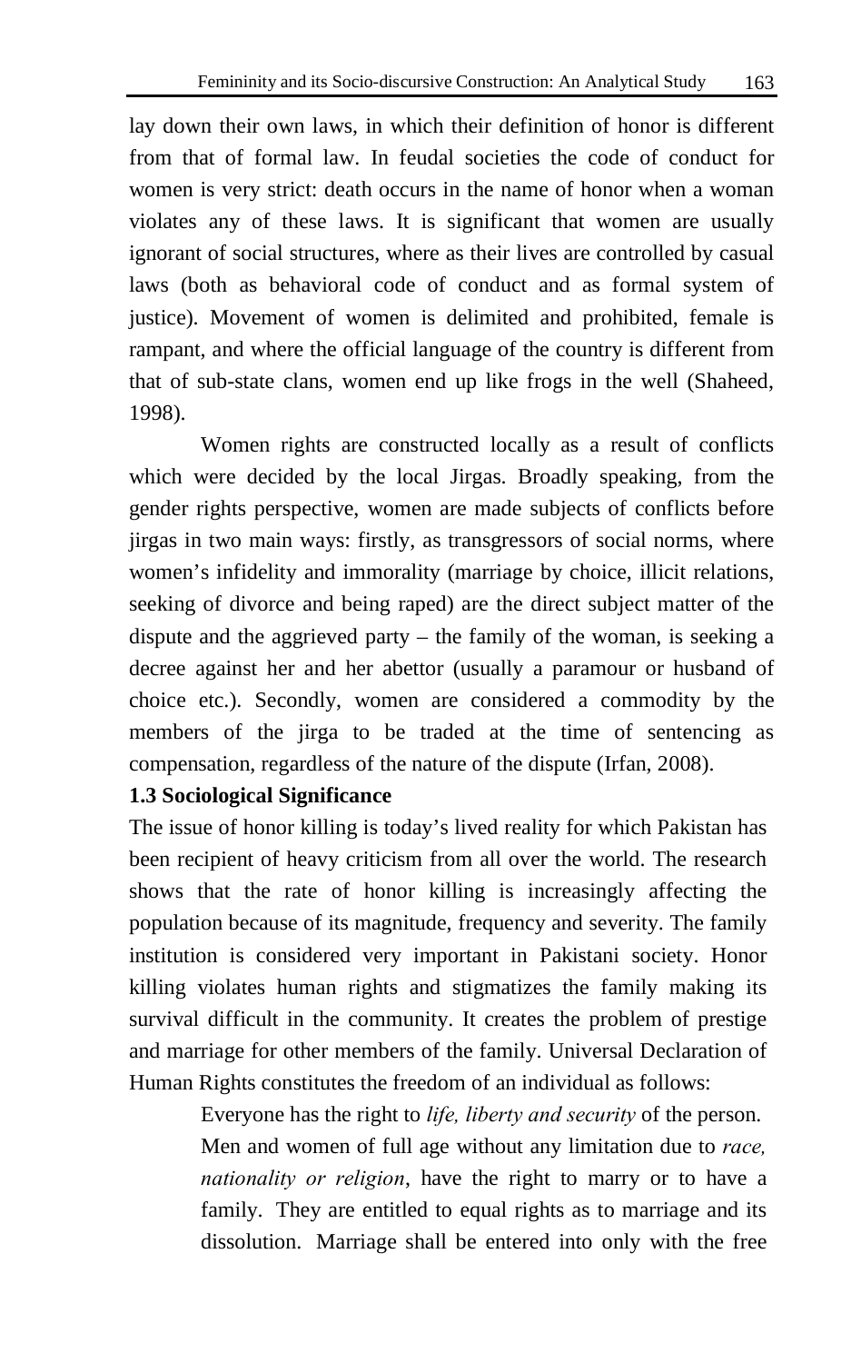lay down their own laws, in which their definition of honor is different from that of formal law. In feudal societies the code of conduct for women is very strict: death occurs in the name of honor when a woman violates any of these laws. It is significant that women are usually ignorant of social structures, where as their lives are controlled by casual laws (both as behavioral code of conduct and as formal system of justice). Movement of women is delimited and prohibited, female is rampant, and where the official language of the country is different from that of sub-state clans, women end up like frogs in the well (Shaheed, 1998).

Women rights are constructed locally as a result of conflicts which were decided by the local Jirgas. Broadly speaking, from the gender rights perspective, women are made subjects of conflicts before jirgas in two main ways: firstly, as transgressors of social norms, where women's infidelity and immorality (marriage by choice, illicit relations, seeking of divorce and being raped) are the direct subject matter of the dispute and the aggrieved party – the family of the woman, is seeking a decree against her and her abettor (usually a paramour or husband of choice etc.). Secondly, women are considered a commodity by the members of the jirga to be traded at the time of sentencing as compensation, regardless of the nature of the dispute (Irfan, 2008).

**1.3 Sociological Significance**

The issue of honor killing is today's lived reality for which Pakistan has been recipient of heavy criticism from all over the world. The research shows that the rate of honor killing is increasingly affecting the population because of its magnitude, frequency and severity. The family institution is considered very important in Pakistani society. Honor killing violates human rights and stigmatizes the family making its survival difficult in the community. It creates the problem of prestige and marriage for other members of the family. Universal Declaration of Human Rights constitutes the freedom of an individual as follows:

> Everyone has the right to *life, liberty and security* of the person. Men and women of full age without any limitation due to *race, nationality or religion*, have the right to marry or to have a family. They are entitled to equal rights as to marriage and its dissolution. Marriage shall be entered into only with the free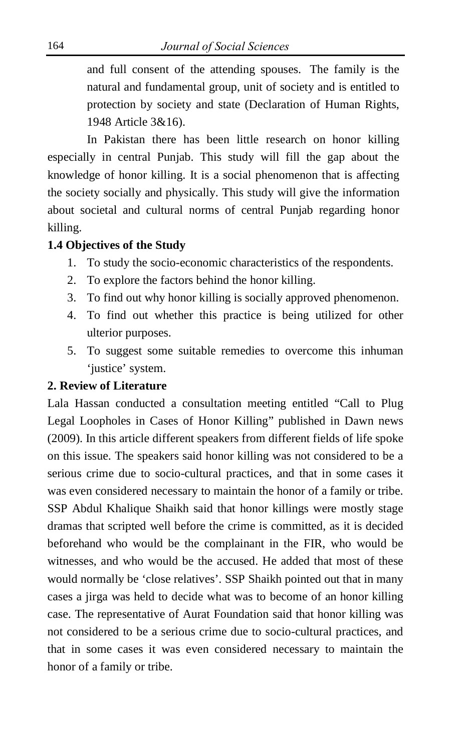and full consent of the attending spouses. The family is the natural and fundamental group, unit of society and is entitled to protection by society and state (Declaration of Human Rights, 1948 Article 3&16).

In Pakistan there has been little research on honor killing especially in central Punjab. This study will fill the gap about the knowledge of honor killing. It is a social phenomenon that is affecting the society socially and physically. This study will give the information about societal and cultural norms of central Punjab regarding honor killing.

### 1.4 Objectives of the Study

1. To study the socio-economic characteristics of the respondents.
2. To explore the factors behind the honor killing.
3. To find out why honor killing is socially approved phenomenon.
4. To find out whether this practice is being utilized for other ulterior purposes.
5. To suggest some suitable remedies to overcome this inhuman 'justice' system.

## 2. Review of Literature

Lala Hassan conducted a consultation meeting entitled "Call to Plug Legal Loopholes in Cases of Honor Killing" published in Dawn news (2009). In this article different speakers from different fields of life spoke on this issue. The speakers said honor killing was not considered to be a serious crime due to socio-cultural practices, and that in some cases it was even considered necessary to maintain the honor of a family or tribe. SSP Abdul Khalique Shaikh said that honor killings were mostly stage dramas that scripted well before the crime is committed, as it is decided beforehand who would be the complainant in the FIR, who would be witnesses, and who would be the accused. He added that most of these would normally be 'close relatives'. SSP Shaikh pointed out that in many cases a jirga was held to decide what was to become of an honor killing case. The representative of Aurat Foundation said that honor killing was not considered to be a serious crime due to socio-cultural practices, and that in some cases it was even considered necessary to maintain the honor of a family or tribe.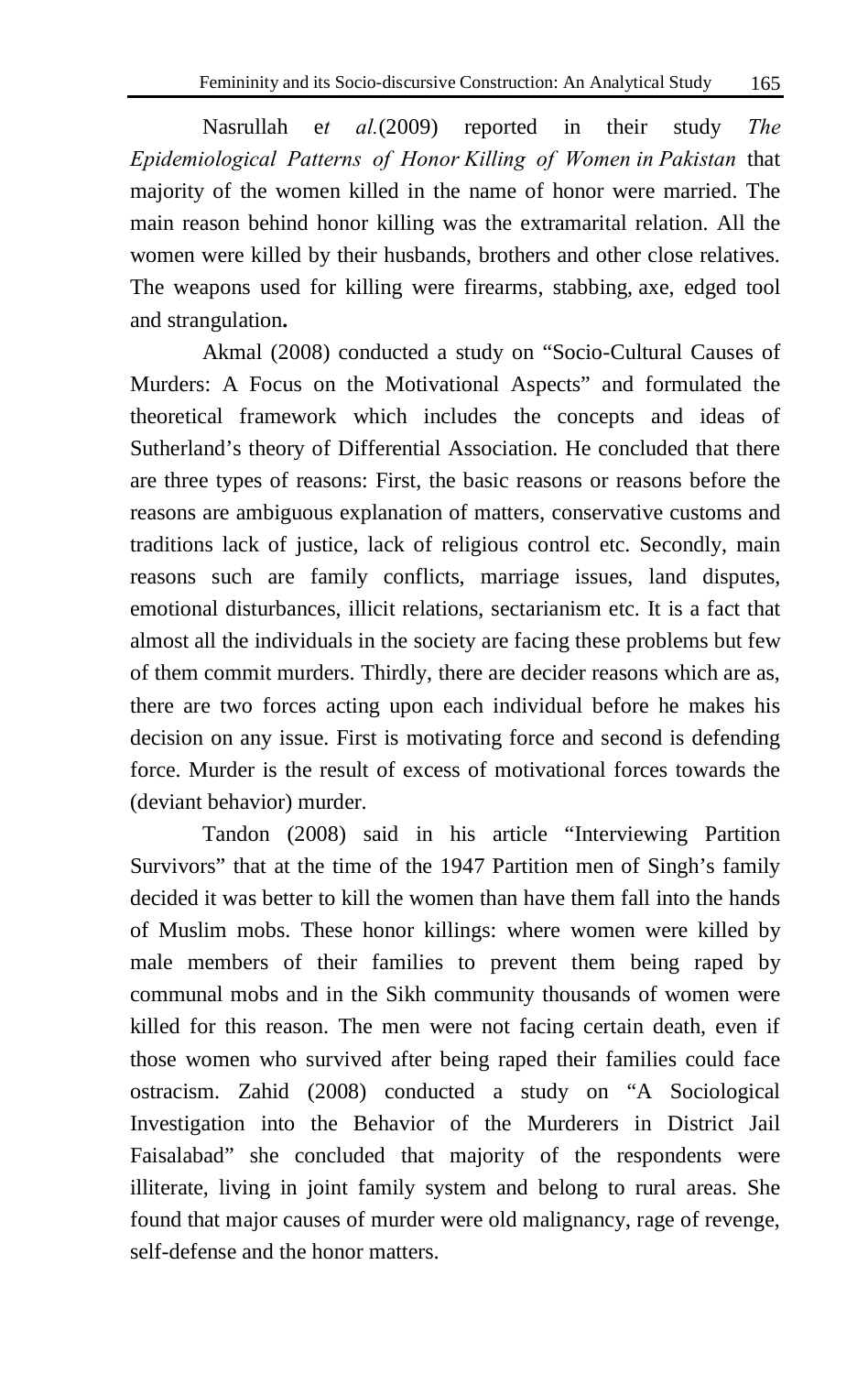Nasrullah e*t al.*(2009) reported in their study *The Epidemiological Patterns of Honor Killing of Women in Pakistan* that majority of the women killed in the name of honor were married. The main reason behind honor killing was the extramarital relation. All the women were killed by their husbands, brothers and other close relatives. The weapons used for killing were firearms, stabbing, axe, edged tool and strangulation**.**

Akmal (2008) conducted a study on "Socio-Cultural Causes of Murders: A Focus on the Motivational Aspects" and formulated the theoretical framework which includes the concepts and ideas of Sutherland's theory of Differential Association. He concluded that there are three types of reasons: First, the basic reasons or reasons before the reasons are ambiguous explanation of matters, conservative customs and traditions lack of justice, lack of religious control etc. Secondly, main reasons such are family conflicts, marriage issues, land disputes, emotional disturbances, illicit relations, sectarianism etc. It is a fact that almost all the individuals in the society are facing these problems but few of them commit murders. Thirdly, there are decider reasons which are as, there are two forces acting upon each individual before he makes his decision on any issue. First is motivating force and second is defending force. Murder is the result of excess of motivational forces towards the (deviant behavior) murder.

Tandon (2008) said in his article "Interviewing Partition Survivors" that at the time of the 1947 Partition men of Singh's family decided it was better to kill the women than have them fall into the hands of Muslim mobs. These honor killings: where women were killed by male members of their families to prevent them being raped by communal mobs and in the Sikh community thousands of women were killed for this reason. The men were not facing certain death, even if those women who survived after being raped their families could face ostracism. Zahid (2008) conducted a study on "A Sociological Investigation into the Behavior of the Murderers in District Jail Faisalabad" she concluded that majority of the respondents were illiterate, living in joint family system and belong to rural areas. She found that major causes of murder were old malignancy, rage of revenge, self-defense and the honor matters.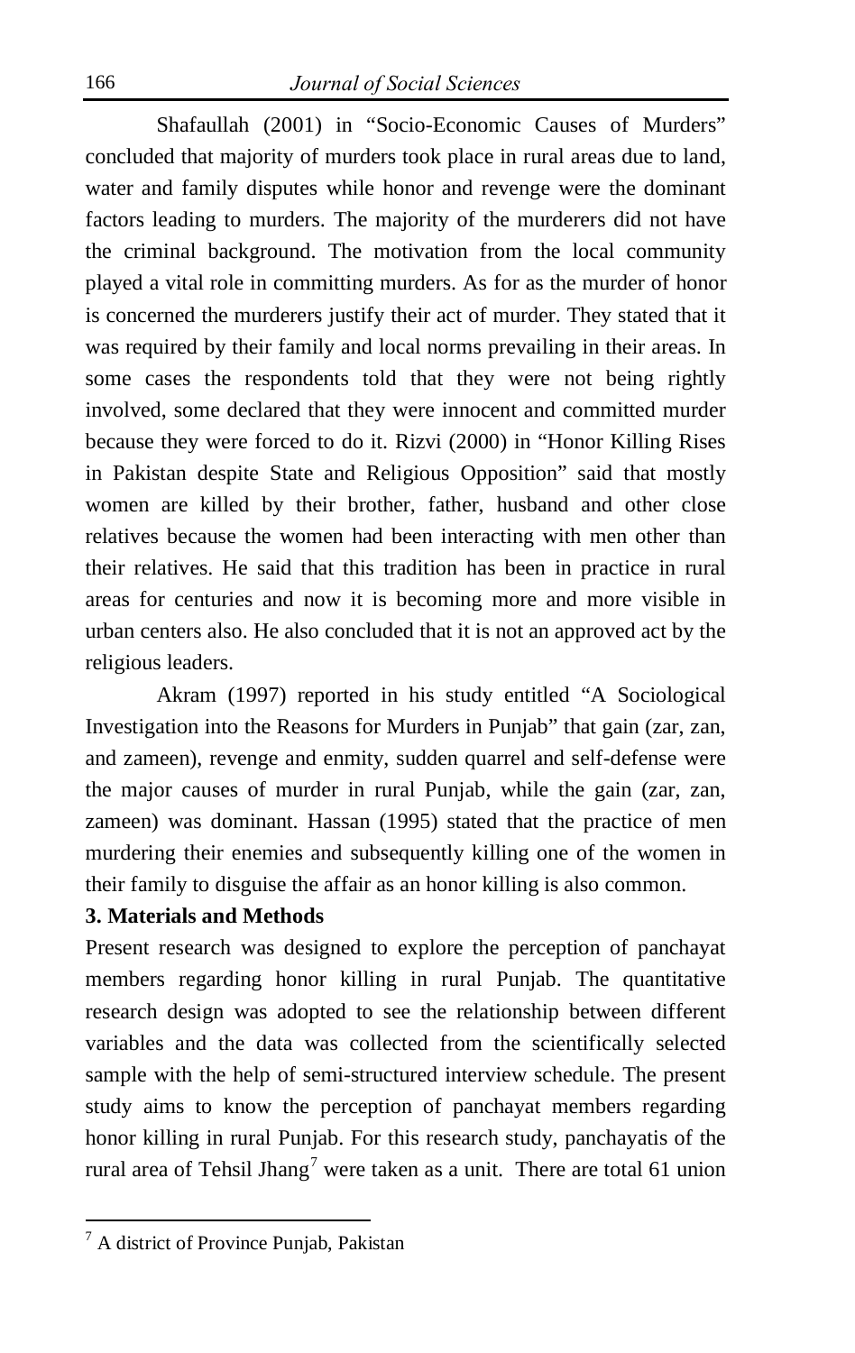Shafaullah (2001) in "Socio-Economic Causes of Murders" concluded that majority of murders took place in rural areas due to land, water and family disputes while honor and revenge were the dominant factors leading to murders. The majority of the murderers did not have the criminal background. The motivation from the local community played a vital role in committing murders. As for as the murder of honor is concerned the murderers justify their act of murder. They stated that it was required by their family and local norms prevailing in their areas. In some cases the respondents told that they were not being rightly involved, some declared that they were innocent and committed murder because they were forced to do it. Rizvi (2000) in "Honor Killing Rises in Pakistan despite State and Religious Opposition" said that mostly women are killed by their brother, father, husband and other close relatives because the women had been interacting with men other than their relatives. He said that this tradition has been in practice in rural areas for centuries and now it is becoming more and more visible in urban centers also. He also concluded that it is not an approved act by the religious leaders.

Akram (1997) reported in his study entitled "A Sociological Investigation into the Reasons for Murders in Punjab" that gain (zar, zan, and zameen), revenge and enmity, sudden quarrel and self-defense were the major causes of murder in rural Punjab, while the gain (zar, zan, zameen) was dominant. Hassan (1995) stated that the practice of men murdering their enemies and subsequently killing one of the women in their family to disguise the affair as an honor killing is also common.

**3. Materials and Methods**

Present research was designed to explore the perception of panchayat members regarding honor killing in rural Punjab. The quantitative research design was adopted to see the relationship between different variables and the data was collected from the scientifically selected sample with the help of semi-structured interview schedule. The present study aims to know the perception of panchayat members regarding honor killing in rural Punjab. For this research study, panchayatis of the rural area of Tehsil Jhang[7] were taken as a unit. There are total 61 union

---

[7] A district of Province Punjab, Pakistan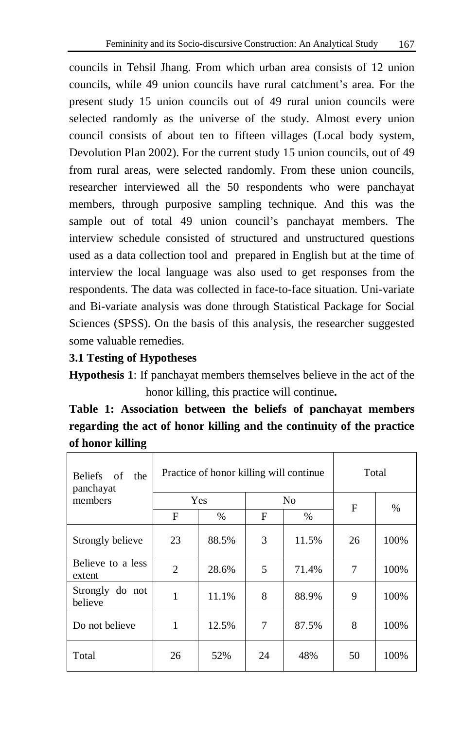councils in Tehsil Jhang. From which urban area consists of 12 union councils, while 49 union councils have rural catchment's area. For the present study 15 union councils out of 49 rural union councils were selected randomly as the universe of the study. Almost every union council consists of about ten to fifteen villages (Local body system, Devolution Plan 2002). For the current study 15 union councils, out of 49 from rural areas, were selected randomly. From these union councils, researcher interviewed all the 50 respondents who were panchayat members, through purposive sampling technique. And this was the sample out of total 49 union council's panchayat members. The interview schedule consisted of structured and unstructured questions used as a data collection tool and prepared in English but at the time of interview the local language was also used to get responses from the respondents. The data was collected in face-to-face situation. Uni-variate and Bi-variate analysis was done through Statistical Package for Social Sciences (SPSS). On the basis of this analysis, the researcher suggested some valuable remedies.

### 3.1 Testing of Hypotheses

**Hypothesis 1**: If panchayat members themselves believe in the act of the honor killing, this practice will continue**.**

**Table 1: Association between the beliefs of panchayat members regarding the act of honor killing and the continuity of the practice of honor killing**

| Beliefs of the panchayat members | Practice of honor killing will continue | | | | Total | |
|---|---|---|---|---|---|---|
| | Yes | | No | | F | % |
| | F | % | F | % | | |
| Strongly believe | 23 | 88.5% | 3 | 11.5% | 26 | 100% |
| Believe to a less extent | 2 | 28.6% | 5 | 71.4% | 7 | 100% |
| Strongly do not believe | 1 | 11.1% | 8 | 88.9% | 9 | 100% |
| Do not believe | 1 | 12.5% | 7 | 87.5% | 8 | 100% |
| Total | 26 | 52% | 24 | 48% | 50 | 100% |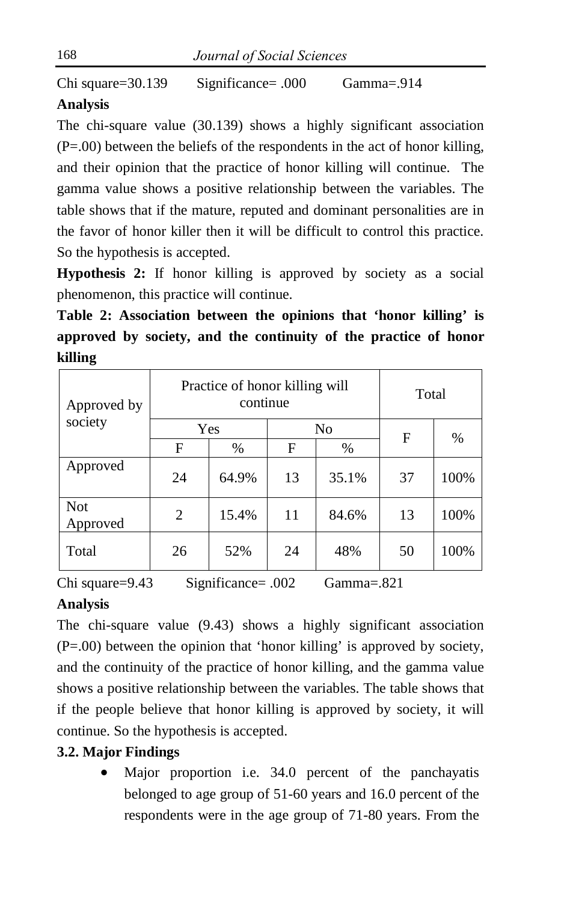Chi square=30.139 Significance= .000 Gamma=.914

**Analysis**

The chi-square value (30.139) shows a highly significant association (P=.00) between the beliefs of the respondents in the act of honor killing, and their opinion that the practice of honor killing will continue. The gamma value shows a positive relationship between the variables. The table shows that if the mature, reputed and dominant personalities are in the favor of honor killer then it will be difficult to control this practice. So the hypothesis is accepted.

**Hypothesis 2:** If honor killing is approved by society as a social phenomenon, this practice will continue.

**Table 2: Association between the opinions that 'honor killing' is approved by society, and the continuity of the practice of honor killing**

| Approved by society | Practice of honor killing will continue | | | | Total | |
|---|---|---|---|---|---|---|
| | Yes | | No | | F | % |
| | F | % | F | % | | |
| Approved | 24 | 64.9% | 13 | 35.1% | 37 | 100% |
| Not Approved | 2 | 15.4% | 11 | 84.6% | 13 | 100% |
| Total | 26 | 52% | 24 | 48% | 50 | 100% |

Chi square=9.43 Significance= .002 Gamma=.821

**Analysis**

The chi-square value (9.43) shows a highly significant association (P=.00) between the opinion that 'honor killing' is approved by society, and the continuity of the practice of honor killing, and the gamma value shows a positive relationship between the variables. The table shows that if the people believe that honor killing is approved by society, it will continue. So the hypothesis is accepted.

**3.2. Major Findings**

- Major proportion i.e. 34.0 percent of the panchayatis belonged to age group of 51-60 years and 16.0 percent of the respondents were in the age group of 71-80 years. From the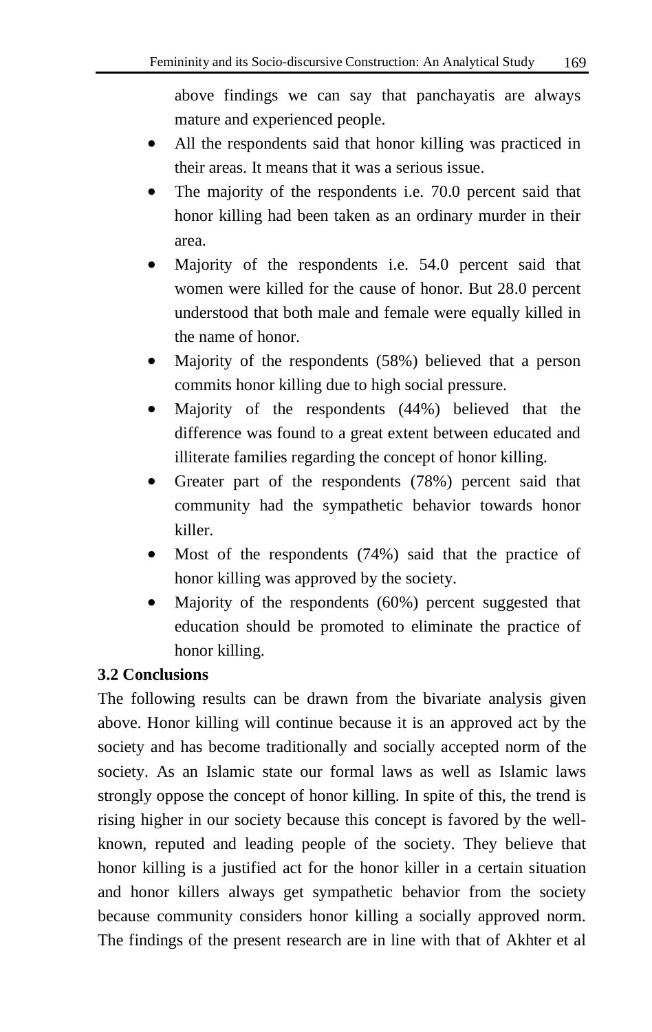above findings we can say that panchayatis are always mature and experienced people.

- All the respondents said that honor killing was practiced in their areas. It means that it was a serious issue.
- The majority of the respondents i.e. 70.0 percent said that honor killing had been taken as an ordinary murder in their area.
- Majority of the respondents i.e. 54.0 percent said that women were killed for the cause of honor. But 28.0 percent understood that both male and female were equally killed in the name of honor.
- Majority of the respondents (58%) believed that a person commits honor killing due to high social pressure.
- Majority of the respondents (44%) believed that the difference was found to a great extent between educated and illiterate families regarding the concept of honor killing.
- Greater part of the respondents (78%) percent said that community had the sympathetic behavior towards honor killer.
- Most of the respondents (74%) said that the practice of honor killing was approved by the society.
- Majority of the respondents (60%) percent suggested that education should be promoted to eliminate the practice of honor killing.

### 3.2 Conclusions

The following results can be drawn from the bivariate analysis given above. Honor killing will continue because it is an approved act by the society and has become traditionally and socially accepted norm of the society. As an Islamic state our formal laws as well as Islamic laws strongly oppose the concept of honor killing. In spite of this, the trend is rising higher in our society because this concept is favored by the well-known, reputed and leading people of the society. They believe that honor killing is a justified act for the honor killer in a certain situation and honor killers always get sympathetic behavior from the society because community considers honor killing a socially approved norm. The findings of the present research are in line with that of Akhter et al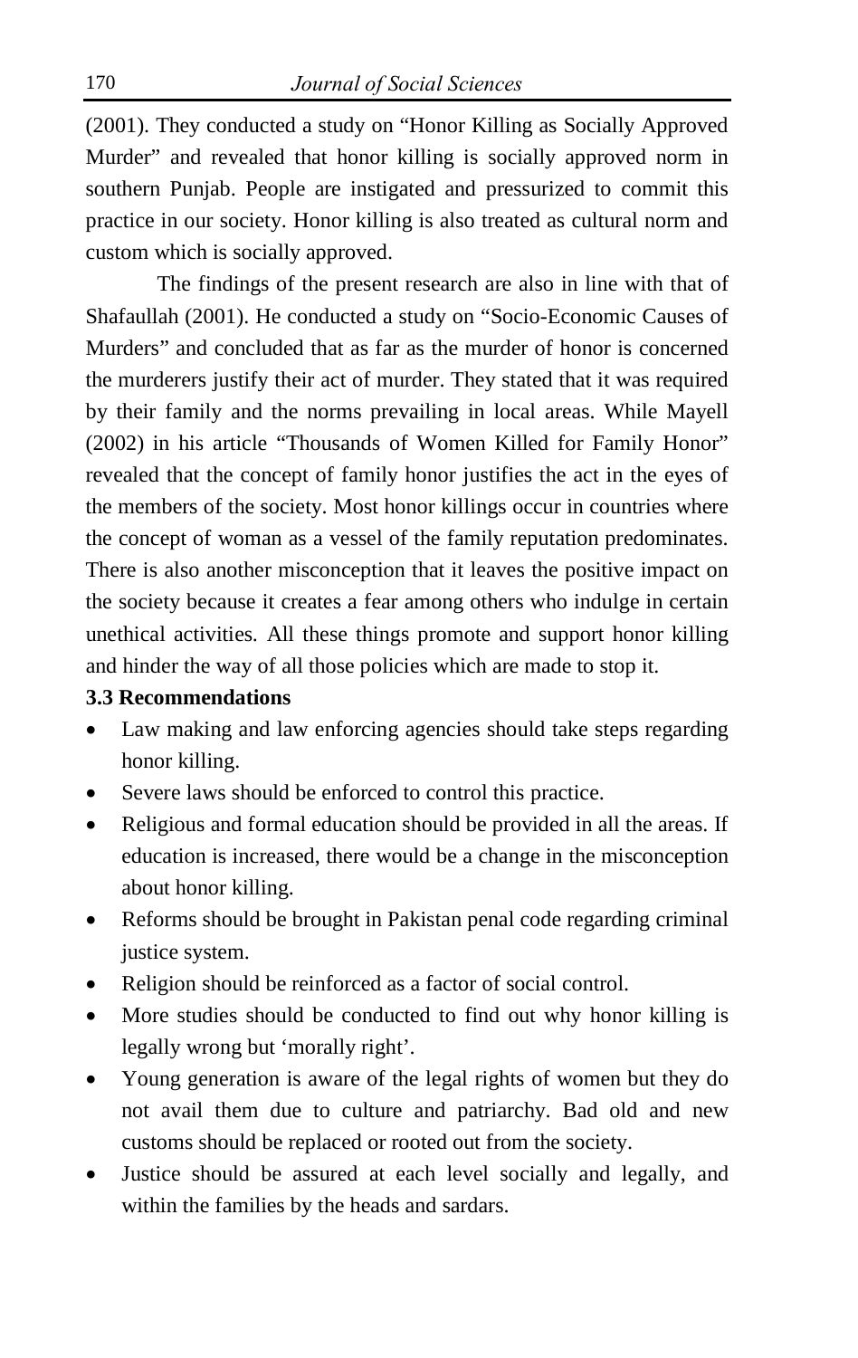(2001). They conducted a study on "Honor Killing as Socially Approved Murder" and revealed that honor killing is socially approved norm in southern Punjab. People are instigated and pressurized to commit this practice in our society. Honor killing is also treated as cultural norm and custom which is socially approved.

The findings of the present research are also in line with that of Shafaullah (2001). He conducted a study on "Socio-Economic Causes of Murders" and concluded that as far as the murder of honor is concerned the murderers justify their act of murder. They stated that it was required by their family and the norms prevailing in local areas. While Mayell (2002) in his article "Thousands of Women Killed for Family Honor" revealed that the concept of family honor justifies the act in the eyes of the members of the society. Most honor killings occur in countries where the concept of woman as a vessel of the family reputation predominates. There is also another misconception that it leaves the positive impact on the society because it creates a fear among others who indulge in certain unethical activities. All these things promote and support honor killing and hinder the way of all those policies which are made to stop it.

### 3.3 Recommendations

- Law making and law enforcing agencies should take steps regarding honor killing.
- Severe laws should be enforced to control this practice.
- Religious and formal education should be provided in all the areas. If education is increased, there would be a change in the misconception about honor killing.
- Reforms should be brought in Pakistan penal code regarding criminal justice system.
- Religion should be reinforced as a factor of social control.
- More studies should be conducted to find out why honor killing is legally wrong but 'morally right'.
- Young generation is aware of the legal rights of women but they do not avail them due to culture and patriarchy. Bad old and new customs should be replaced or rooted out from the society.
- Justice should be assured at each level socially and legally, and within the families by the heads and sardars.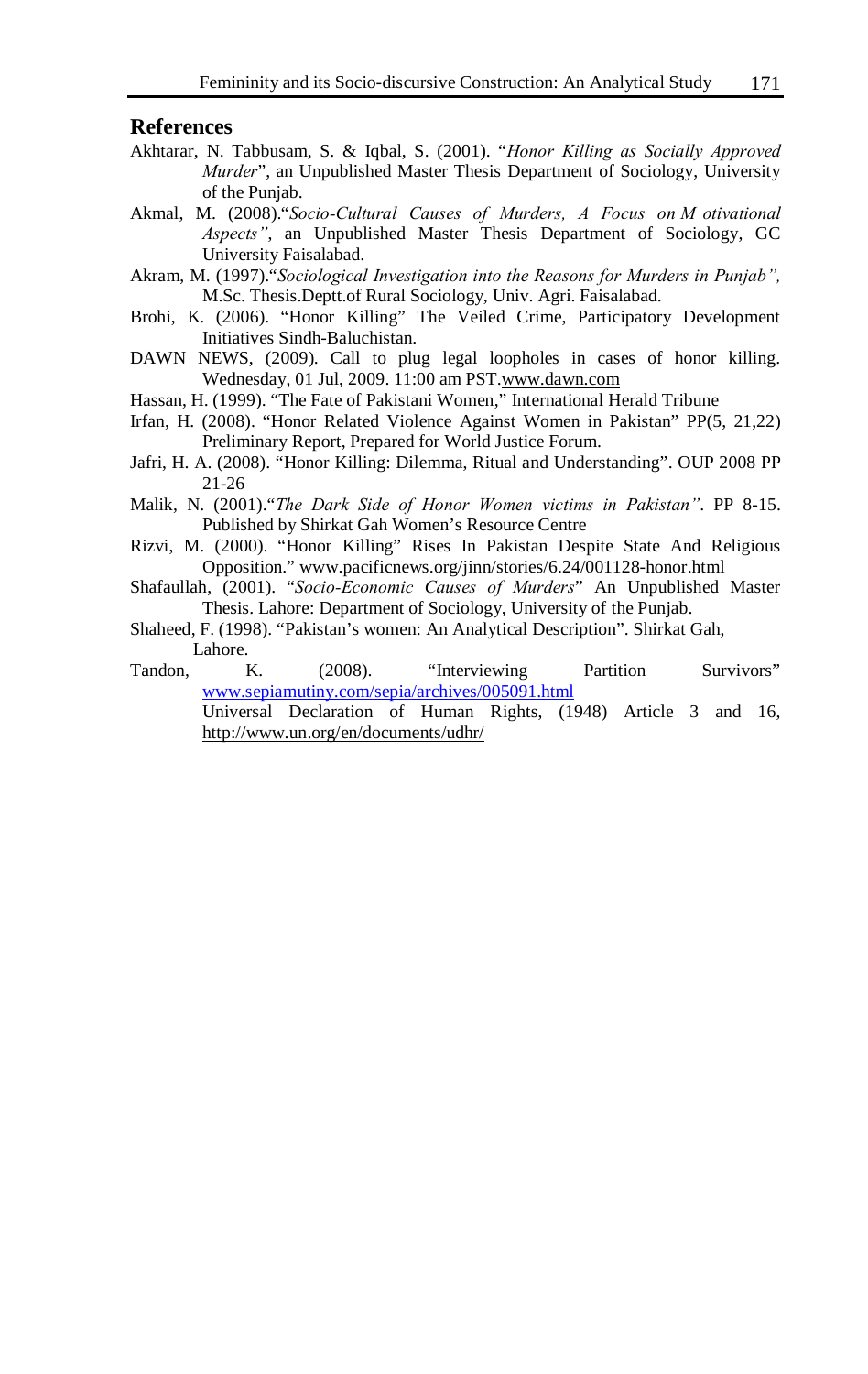## References

Akhtarar, N. Tabbusam, S. & Iqbal, S. (2001). "*Honor Killing as Socially Approved Murder*", an Unpublished Master Thesis Department of Sociology, University of the Punjab.

Akmal, M. (2008)."*Socio-Cultural Causes of Murders, A Focus on M otivational Aspects"*, an Unpublished Master Thesis Department of Sociology, GC University Faisalabad.

Akram, M. (1997)."*Sociological Investigation into the Reasons for Murders in Punjab",* M.Sc. Thesis.Deptt.of Rural Sociology, Univ. Agri. Faisalabad.

Brohi, K. (2006). "Honor Killing" The Veiled Crime, Participatory Development Initiatives Sindh-Baluchistan.

DAWN NEWS, (2009). Call to plug legal loopholes in cases of honor killing. Wednesday, 01 Jul, 2009. 11:00 am PST.www.dawn.com

Hassan, H. (1999). "The Fate of Pakistani Women," International Herald Tribune

Irfan, H. (2008). "Honor Related Violence Against Women in Pakistan" PP(5, 21,22) Preliminary Report, Prepared for World Justice Forum.

Jafri, H. A. (2008). "Honor Killing: Dilemma, Ritual and Understanding". OUP 2008 PP 21-26

Malik, N. (2001)."*The Dark Side of Honor Women victims in Pakistan"*. PP 8-15. Published by Shirkat Gah Women's Resource Centre

Rizvi, M. (2000). "Honor Killing" Rises In Pakistan Despite State And Religious Opposition." www.pacificnews.org/jinn/stories/6.24/001128-honor.html

Shafaullah, (2001). "*Socio-Economic Causes of Murders*" An Unpublished Master Thesis. Lahore: Department of Sociology, University of the Punjab.

Shaheed, F. (1998). "Pakistan's women: An Analytical Description". Shirkat Gah, Lahore.

Tandon, K. (2008). "Interviewing Partition Survivors" www.sepiamutiny.com/sepia/archives/005091.html

Universal Declaration of Human Rights, (1948) Article 3 and 16, http://www.un.org/en/documents/udhr/